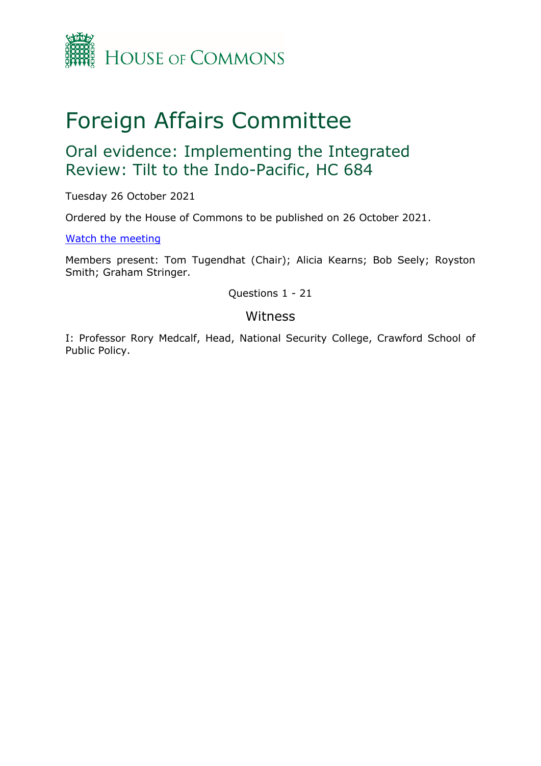House of Commons

# Foreign Affairs Committee

## Oral evidence: Implementing the Integrated Review: Tilt to the Indo-Pacific, HC 684

Tuesday 26 October 2021

Ordered by the House of Commons to be published on 26 October 2021.

[Watch the meeting](#)

Members present: Tom Tugendhat (Chair); Alicia Kearns; Bob Seely; Royston Smith; Graham Stringer.

Questions 1 - 21

### Witness

I: Professor Rory Medcalf, Head, National Security College, Crawford School of Public Policy.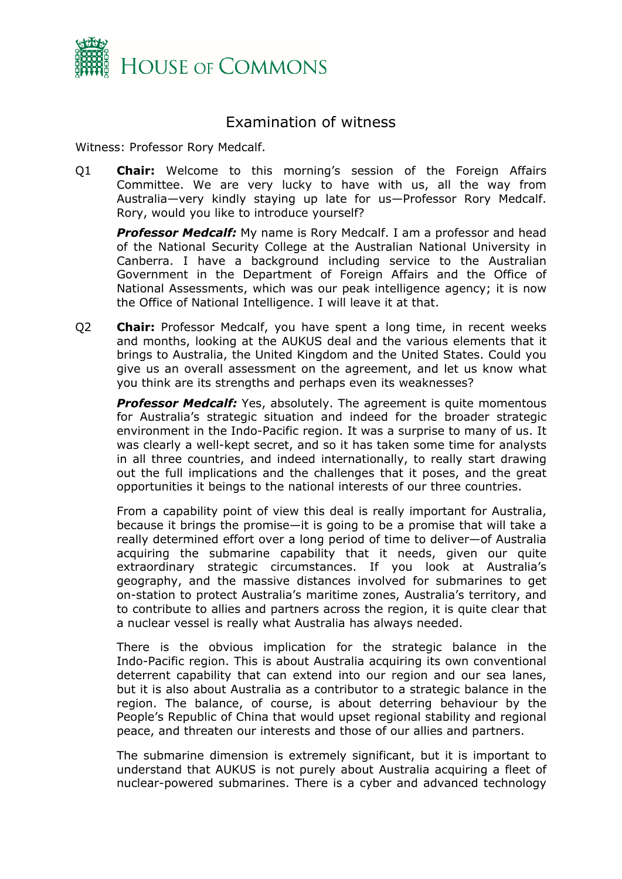# Examination of witness

Witness: Professor Rory Medcalf.

Q1 **Chair:** Welcome to this morning's session of the Foreign Affairs Committee. We are very lucky to have with us, all the way from Australia—very kindly staying up late for us—Professor Rory Medcalf. Rory, would you like to introduce yourself?

***Professor Medcalf:*** My name is Rory Medcalf. I am a professor and head of the National Security College at the Australian National University in Canberra. I have a background including service to the Australian Government in the Department of Foreign Affairs and the Office of National Assessments, which was our peak intelligence agency; it is now the Office of National Intelligence. I will leave it at that.

Q2 **Chair:** Professor Medcalf, you have spent a long time, in recent weeks and months, looking at the AUKUS deal and the various elements that it brings to Australia, the United Kingdom and the United States. Could you give us an overall assessment on the agreement, and let us know what you think are its strengths and perhaps even its weaknesses?

***Professor Medcalf:*** Yes, absolutely. The agreement is quite momentous for Australia's strategic situation and indeed for the broader strategic environment in the Indo-Pacific region. It was a surprise to many of us. It was clearly a well-kept secret, and so it has taken some time for analysts in all three countries, and indeed internationally, to really start drawing out the full implications and the challenges that it poses, and the great opportunities it beings to the national interests of our three countries.

From a capability point of view this deal is really important for Australia, because it brings the promise—it is going to be a promise that will take a really determined effort over a long period of time to deliver—of Australia acquiring the submarine capability that it needs, given our quite extraordinary strategic circumstances. If you look at Australia's geography, and the massive distances involved for submarines to get on-station to protect Australia's maritime zones, Australia's territory, and to contribute to allies and partners across the region, it is quite clear that a nuclear vessel is really what Australia has always needed.

There is the obvious implication for the strategic balance in the Indo-Pacific region. This is about Australia acquiring its own conventional deterrent capability that can extend into our region and our sea lanes, but it is also about Australia as a contributor to a strategic balance in the region. The balance, of course, is about deterring behaviour by the People's Republic of China that would upset regional stability and regional peace, and threaten our interests and those of our allies and partners.

The submarine dimension is extremely significant, but it is important to understand that AUKUS is not purely about Australia acquiring a fleet of nuclear-powered submarines. There is a cyber and advanced technology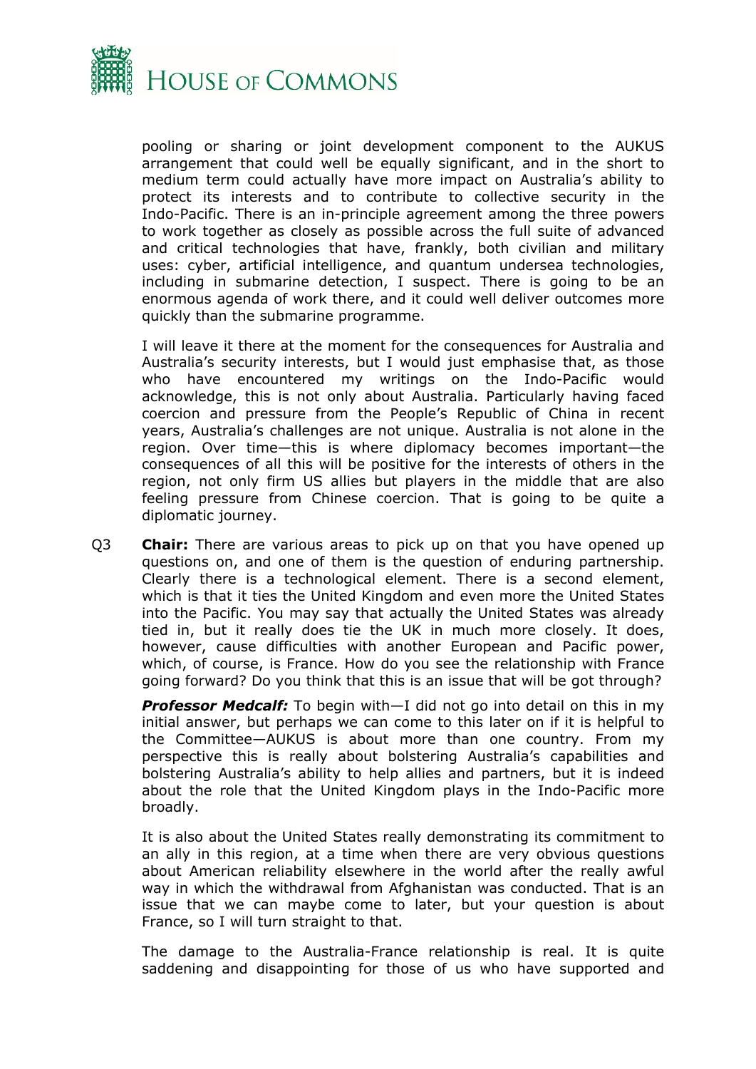pooling or sharing or joint development component to the AUKUS arrangement that could well be equally significant, and in the short to medium term could actually have more impact on Australia's ability to protect its interests and to contribute to collective security in the Indo-Pacific. There is an in-principle agreement among the three powers to work together as closely as possible across the full suite of advanced and critical technologies that have, frankly, both civilian and military uses: cyber, artificial intelligence, and quantum undersea technologies, including in submarine detection, I suspect. There is going to be an enormous agenda of work there, and it could well deliver outcomes more quickly than the submarine programme.

I will leave it there at the moment for the consequences for Australia and Australia's security interests, but I would just emphasise that, as those who have encountered my writings on the Indo-Pacific would acknowledge, this is not only about Australia. Particularly having faced coercion and pressure from the People's Republic of China in recent years, Australia's challenges are not unique. Australia is not alone in the region. Over time—this is where diplomacy becomes important—the consequences of all this will be positive for the interests of others in the region, not only firm US allies but players in the middle that are also feeling pressure from Chinese coercion. That is going to be quite a diplomatic journey.

Q3 **Chair:** There are various areas to pick up on that you have opened up questions on, and one of them is the question of enduring partnership. Clearly there is a technological element. There is a second element, which is that it ties the United Kingdom and even more the United States into the Pacific. You may say that actually the United States was already tied in, but it really does tie the UK in much more closely. It does, however, cause difficulties with another European and Pacific power, which, of course, is France. How do you see the relationship with France going forward? Do you think that this is an issue that will be got through?

***Professor Medcalf:*** To begin with—I did not go into detail on this in my initial answer, but perhaps we can come to this later on if it is helpful to the Committee—AUKUS is about more than one country. From my perspective this is really about bolstering Australia's capabilities and bolstering Australia's ability to help allies and partners, but it is indeed about the role that the United Kingdom plays in the Indo-Pacific more broadly.

It is also about the United States really demonstrating its commitment to an ally in this region, at a time when there are very obvious questions about American reliability elsewhere in the world after the really awful way in which the withdrawal from Afghanistan was conducted. That is an issue that we can maybe come to later, but your question is about France, so I will turn straight to that.

The damage to the Australia-France relationship is real. It is quite saddening and disappointing for those of us who have supported and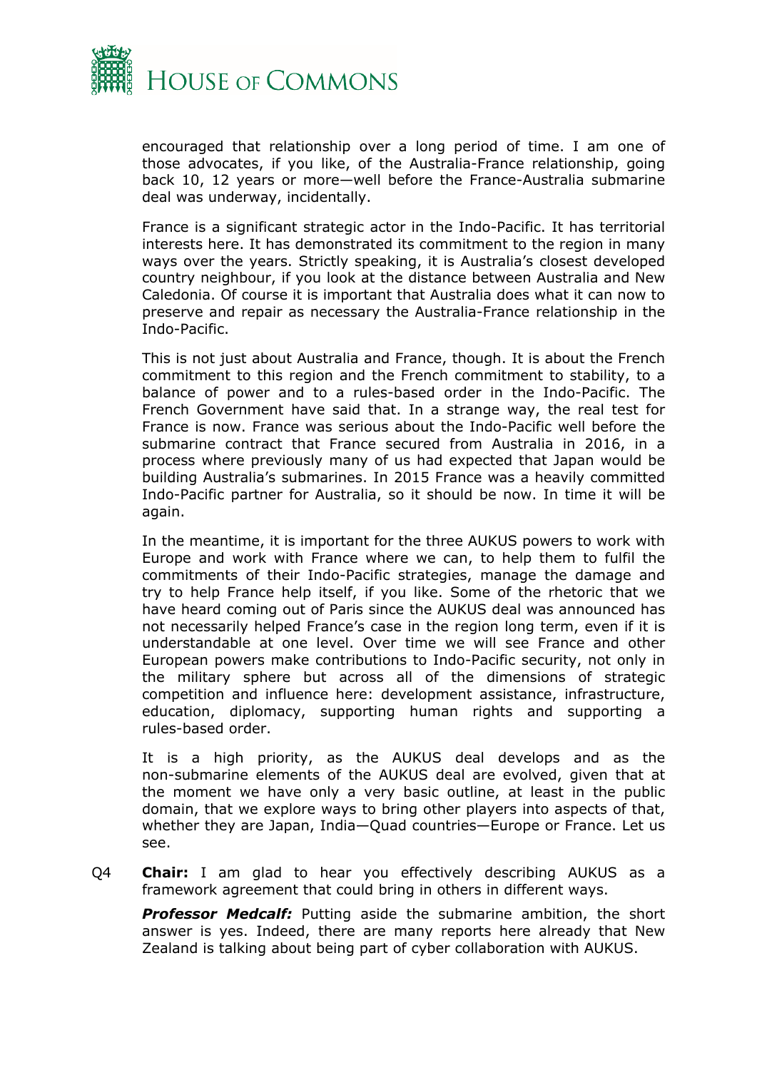encouraged that relationship over a long period of time. I am one of those advocates, if you like, of the Australia-France relationship, going back 10, 12 years or more—well before the France-Australia submarine deal was underway, incidentally.

France is a significant strategic actor in the Indo-Pacific. It has territorial interests here. It has demonstrated its commitment to the region in many ways over the years. Strictly speaking, it is Australia's closest developed country neighbour, if you look at the distance between Australia and New Caledonia. Of course it is important that Australia does what it can now to preserve and repair as necessary the Australia-France relationship in the Indo-Pacific.

This is not just about Australia and France, though. It is about the French commitment to this region and the French commitment to stability, to a balance of power and to a rules-based order in the Indo-Pacific. The French Government have said that. In a strange way, the real test for France is now. France was serious about the Indo-Pacific well before the submarine contract that France secured from Australia in 2016, in a process where previously many of us had expected that Japan would be building Australia's submarines. In 2015 France was a heavily committed Indo-Pacific partner for Australia, so it should be now. In time it will be again.

In the meantime, it is important for the three AUKUS powers to work with Europe and work with France where we can, to help them to fulfil the commitments of their Indo-Pacific strategies, manage the damage and try to help France help itself, if you like. Some of the rhetoric that we have heard coming out of Paris since the AUKUS deal was announced has not necessarily helped France's case in the region long term, even if it is understandable at one level. Over time we will see France and other European powers make contributions to Indo-Pacific security, not only in the military sphere but across all of the dimensions of strategic competition and influence here: development assistance, infrastructure, education, diplomacy, supporting human rights and supporting a rules-based order.

It is a high priority, as the AUKUS deal develops and as the non-submarine elements of the AUKUS deal are evolved, given that at the moment we have only a very basic outline, at least in the public domain, that we explore ways to bring other players into aspects of that, whether they are Japan, India—Quad countries—Europe or France. Let us see.

Q4 **Chair:** I am glad to hear you effectively describing AUKUS as a framework agreement that could bring in others in different ways.

***Professor Medcalf:*** Putting aside the submarine ambition, the short answer is yes. Indeed, there are many reports here already that New Zealand is talking about being part of cyber collaboration with AUKUS.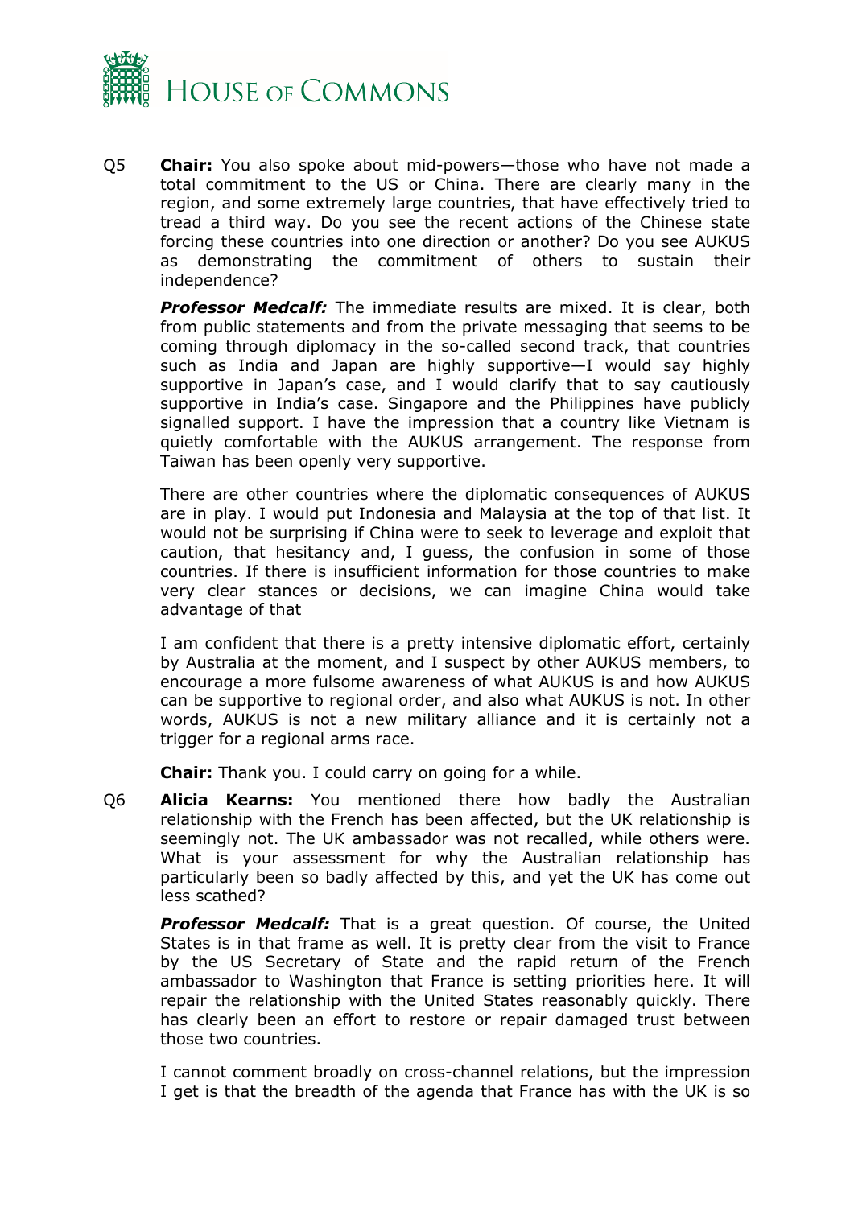Q5 **Chair:** You also spoke about mid-powers—those who have not made a total commitment to the US or China. There are clearly many in the region, and some extremely large countries, that have effectively tried to tread a third way. Do you see the recent actions of the Chinese state forcing these countries into one direction or another? Do you see AUKUS as demonstrating the commitment of others to sustain their independence?

***Professor Medcalf:*** The immediate results are mixed. It is clear, both from public statements and from the private messaging that seems to be coming through diplomacy in the so-called second track, that countries such as India and Japan are highly supportive—I would say highly supportive in Japan's case, and I would clarify that to say cautiously supportive in India's case. Singapore and the Philippines have publicly signalled support. I have the impression that a country like Vietnam is quietly comfortable with the AUKUS arrangement. The response from Taiwan has been openly very supportive.

There are other countries where the diplomatic consequences of AUKUS are in play. I would put Indonesia and Malaysia at the top of that list. It would not be surprising if China were to seek to leverage and exploit that caution, that hesitancy and, I guess, the confusion in some of those countries. If there is insufficient information for those countries to make very clear stances or decisions, we can imagine China would take advantage of that

I am confident that there is a pretty intensive diplomatic effort, certainly by Australia at the moment, and I suspect by other AUKUS members, to encourage a more fulsome awareness of what AUKUS is and how AUKUS can be supportive to regional order, and also what AUKUS is not. In other words, AUKUS is not a new military alliance and it is certainly not a trigger for a regional arms race.

**Chair:** Thank you. I could carry on going for a while.

Q6 **Alicia Kearns:** You mentioned there how badly the Australian relationship with the French has been affected, but the UK relationship is seemingly not. The UK ambassador was not recalled, while others were. What is your assessment for why the Australian relationship has particularly been so badly affected by this, and yet the UK has come out less scathed?

***Professor Medcalf:*** That is a great question. Of course, the United States is in that frame as well. It is pretty clear from the visit to France by the US Secretary of State and the rapid return of the French ambassador to Washington that France is setting priorities here. It will repair the relationship with the United States reasonably quickly. There has clearly been an effort to restore or repair damaged trust between those two countries.

I cannot comment broadly on cross-channel relations, but the impression I get is that the breadth of the agenda that France has with the UK is so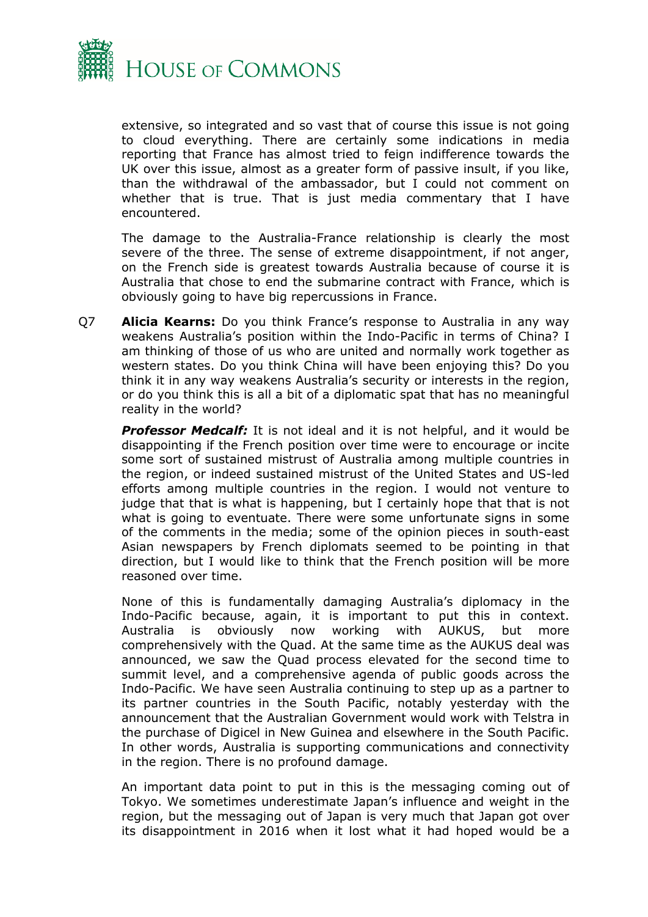extensive, so integrated and so vast that of course this issue is not going to cloud everything. There are certainly some indications in media reporting that France has almost tried to feign indifference towards the UK over this issue, almost as a greater form of passive insult, if you like, than the withdrawal of the ambassador, but I could not comment on whether that is true. That is just media commentary that I have encountered.

The damage to the Australia-France relationship is clearly the most severe of the three. The sense of extreme disappointment, if not anger, on the French side is greatest towards Australia because of course it is Australia that chose to end the submarine contract with France, which is obviously going to have big repercussions in France.

Q7 **Alicia Kearns:** Do you think France's response to Australia in any way weakens Australia's position within the Indo-Pacific in terms of China? I am thinking of those of us who are united and normally work together as western states. Do you think China will have been enjoying this? Do you think it in any way weakens Australia's security or interests in the region, or do you think this is all a bit of a diplomatic spat that has no meaningful reality in the world?

***Professor Medcalf:*** It is not ideal and it is not helpful, and it would be disappointing if the French position over time were to encourage or incite some sort of sustained mistrust of Australia among multiple countries in the region, or indeed sustained mistrust of the United States and US-led efforts among multiple countries in the region. I would not venture to judge that that is what is happening, but I certainly hope that that is not what is going to eventuate. There were some unfortunate signs in some of the comments in the media; some of the opinion pieces in south-east Asian newspapers by French diplomats seemed to be pointing in that direction, but I would like to think that the French position will be more reasoned over time.

None of this is fundamentally damaging Australia's diplomacy in the Indo-Pacific because, again, it is important to put this in context. Australia is obviously now working with AUKUS, but more comprehensively with the Quad. At the same time as the AUKUS deal was announced, we saw the Quad process elevated for the second time to summit level, and a comprehensive agenda of public goods across the Indo-Pacific. We have seen Australia continuing to step up as a partner to its partner countries in the South Pacific, notably yesterday with the announcement that the Australian Government would work with Telstra in the purchase of Digicel in New Guinea and elsewhere in the South Pacific. In other words, Australia is supporting communications and connectivity in the region. There is no profound damage.

An important data point to put in this is the messaging coming out of Tokyo. We sometimes underestimate Japan's influence and weight in the region, but the messaging out of Japan is very much that Japan got over its disappointment in 2016 when it lost what it had hoped would be a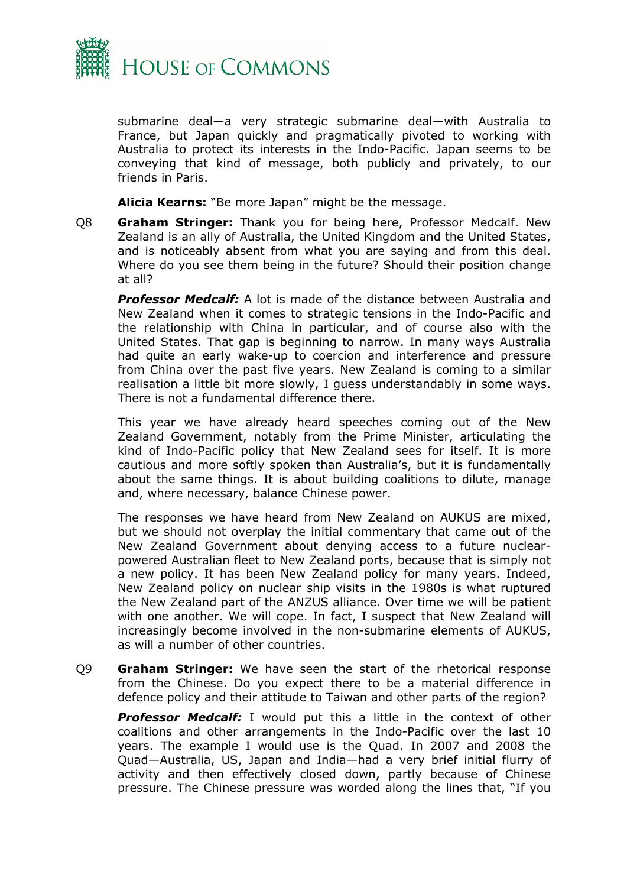submarine deal—a very strategic submarine deal—with Australia to France, but Japan quickly and pragmatically pivoted to working with Australia to protect its interests in the Indo-Pacific. Japan seems to be conveying that kind of message, both publicly and privately, to our friends in Paris.

**Alicia Kearns:** "Be more Japan" might be the message.

Q8 **Graham Stringer:** Thank you for being here, Professor Medcalf. New Zealand is an ally of Australia, the United Kingdom and the United States, and is noticeably absent from what you are saying and from this deal. Where do you see them being in the future? Should their position change at all?

***Professor Medcalf:*** A lot is made of the distance between Australia and New Zealand when it comes to strategic tensions in the Indo-Pacific and the relationship with China in particular, and of course also with the United States. That gap is beginning to narrow. In many ways Australia had quite an early wake-up to coercion and interference and pressure from China over the past five years. New Zealand is coming to a similar realisation a little bit more slowly, I guess understandably in some ways. There is not a fundamental difference there.

This year we have already heard speeches coming out of the New Zealand Government, notably from the Prime Minister, articulating the kind of Indo-Pacific policy that New Zealand sees for itself. It is more cautious and more softly spoken than Australia's, but it is fundamentally about the same things. It is about building coalitions to dilute, manage and, where necessary, balance Chinese power.

The responses we have heard from New Zealand on AUKUS are mixed, but we should not overplay the initial commentary that came out of the New Zealand Government about denying access to a future nuclear-powered Australian fleet to New Zealand ports, because that is simply not a new policy. It has been New Zealand policy for many years. Indeed, New Zealand policy on nuclear ship visits in the 1980s is what ruptured the New Zealand part of the ANZUS alliance. Over time we will be patient with one another. We will cope. In fact, I suspect that New Zealand will increasingly become involved in the non-submarine elements of AUKUS, as will a number of other countries.

Q9 **Graham Stringer:** We have seen the start of the rhetorical response from the Chinese. Do you expect there to be a material difference in defence policy and their attitude to Taiwan and other parts of the region?

***Professor Medcalf:*** I would put this a little in the context of other coalitions and other arrangements in the Indo-Pacific over the last 10 years. The example I would use is the Quad. In 2007 and 2008 the Quad—Australia, US, Japan and India—had a very brief initial flurry of activity and then effectively closed down, partly because of Chinese pressure. The Chinese pressure was worded along the lines that, "If you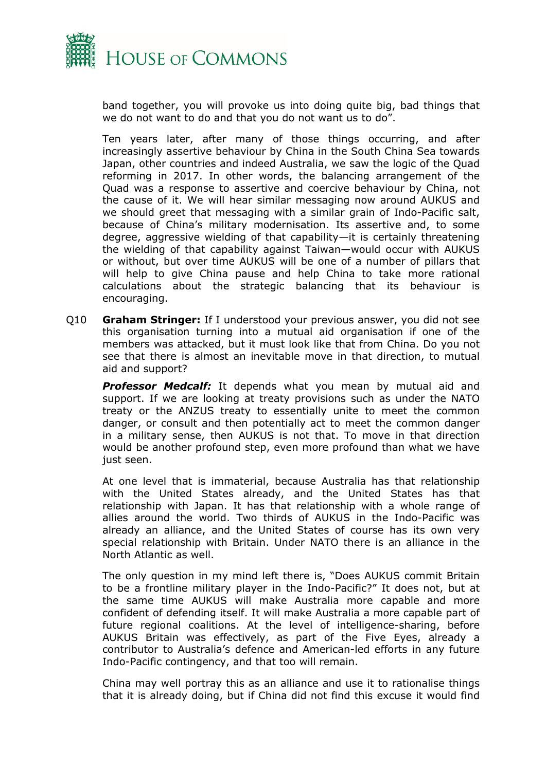band together, you will provoke us into doing quite big, bad things that we do not want to do and that you do not want us to do".

Ten years later, after many of those things occurring, and after increasingly assertive behaviour by China in the South China Sea towards Japan, other countries and indeed Australia, we saw the logic of the Quad reforming in 2017. In other words, the balancing arrangement of the Quad was a response to assertive and coercive behaviour by China, not the cause of it. We will hear similar messaging now around AUKUS and we should greet that messaging with a similar grain of Indo-Pacific salt, because of China's military modernisation. Its assertive and, to some degree, aggressive wielding of that capability—it is certainly threatening the wielding of that capability against Taiwan—would occur with AUKUS or without, but over time AUKUS will be one of a number of pillars that will help to give China pause and help China to take more rational calculations about the strategic balancing that its behaviour is encouraging.

Q10 **Graham Stringer:** If I understood your previous answer, you did not see this organisation turning into a mutual aid organisation if one of the members was attacked, but it must look like that from China. Do you not see that there is almost an inevitable move in that direction, to mutual aid and support?

***Professor Medcalf:*** It depends what you mean by mutual aid and support. If we are looking at treaty provisions such as under the NATO treaty or the ANZUS treaty to essentially unite to meet the common danger, or consult and then potentially act to meet the common danger in a military sense, then AUKUS is not that. To move in that direction would be another profound step, even more profound than what we have just seen.

At one level that is immaterial, because Australia has that relationship with the United States already, and the United States has that relationship with Japan. It has that relationship with a whole range of allies around the world. Two thirds of AUKUS in the Indo-Pacific was already an alliance, and the United States of course has its own very special relationship with Britain. Under NATO there is an alliance in the North Atlantic as well.

The only question in my mind left there is, "Does AUKUS commit Britain to be a frontline military player in the Indo-Pacific?" It does not, but at the same time AUKUS will make Australia more capable and more confident of defending itself. It will make Australia a more capable part of future regional coalitions. At the level of intelligence-sharing, before AUKUS Britain was effectively, as part of the Five Eyes, already a contributor to Australia's defence and American-led efforts in any future Indo-Pacific contingency, and that too will remain.

China may well portray this as an alliance and use it to rationalise things that it is already doing, but if China did not find this excuse it would find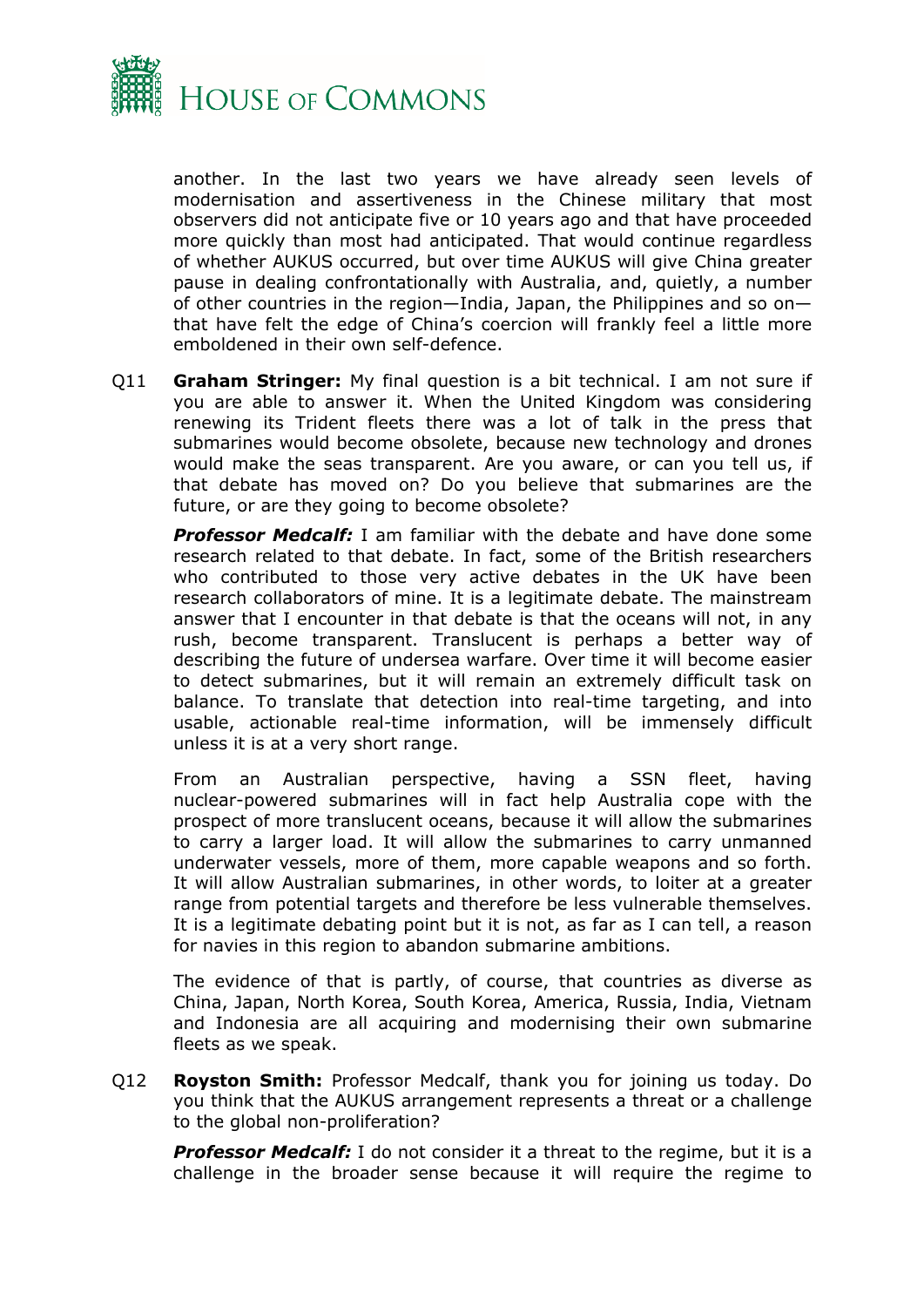another. In the last two years we have already seen levels of modernisation and assertiveness in the Chinese military that most observers did not anticipate five or 10 years ago and that have proceeded more quickly than most had anticipated. That would continue regardless of whether AUKUS occurred, but over time AUKUS will give China greater pause in dealing confrontationally with Australia, and, quietly, a number of other countries in the region—India, Japan, the Philippines and so on—that have felt the edge of China's coercion will frankly feel a little more emboldened in their own self-defence.

Q11 **Graham Stringer:** My final question is a bit technical. I am not sure if you are able to answer it. When the United Kingdom was considering renewing its Trident fleets there was a lot of talk in the press that submarines would become obsolete, because new technology and drones would make the seas transparent. Are you aware, or can you tell us, if that debate has moved on? Do you believe that submarines are the future, or are they going to become obsolete?

***Professor Medcalf:*** I am familiar with the debate and have done some research related to that debate. In fact, some of the British researchers who contributed to those very active debates in the UK have been research collaborators of mine. It is a legitimate debate. The mainstream answer that I encounter in that debate is that the oceans will not, in any rush, become transparent. Translucent is perhaps a better way of describing the future of undersea warfare. Over time it will become easier to detect submarines, but it will remain an extremely difficult task on balance. To translate that detection into real-time targeting, and into usable, actionable real-time information, will be immensely difficult unless it is at a very short range.

From an Australian perspective, having a SSN fleet, having nuclear-powered submarines will in fact help Australia cope with the prospect of more translucent oceans, because it will allow the submarines to carry a larger load. It will allow the submarines to carry unmanned underwater vessels, more of them, more capable weapons and so forth. It will allow Australian submarines, in other words, to loiter at a greater range from potential targets and therefore be less vulnerable themselves. It is a legitimate debating point but it is not, as far as I can tell, a reason for navies in this region to abandon submarine ambitions.

The evidence of that is partly, of course, that countries as diverse as China, Japan, North Korea, South Korea, America, Russia, India, Vietnam and Indonesia are all acquiring and modernising their own submarine fleets as we speak.

Q12 **Royston Smith:** Professor Medcalf, thank you for joining us today. Do you think that the AUKUS arrangement represents a threat or a challenge to the global non-proliferation?

***Professor Medcalf:*** I do not consider it a threat to the regime, but it is a challenge in the broader sense because it will require the regime to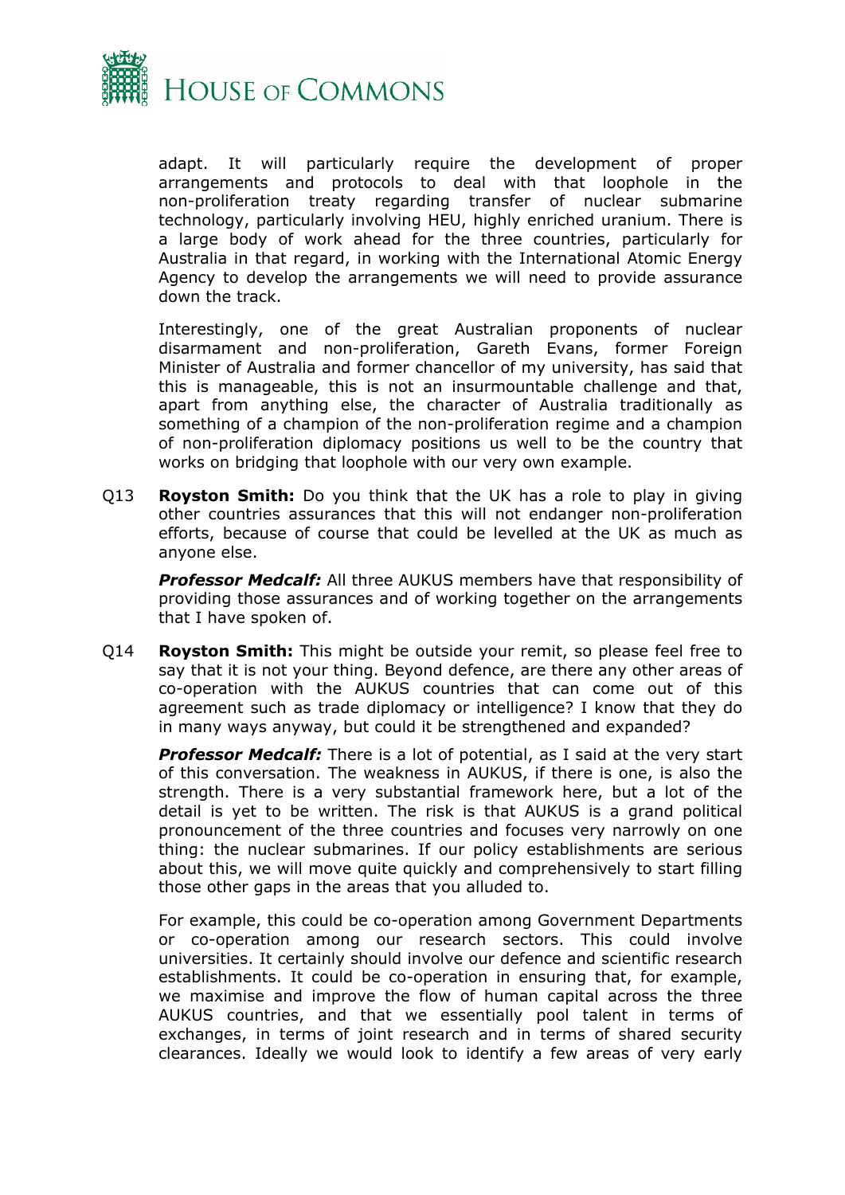adapt. It will particularly require the development of proper arrangements and protocols to deal with that loophole in the non-proliferation treaty regarding transfer of nuclear submarine technology, particularly involving HEU, highly enriched uranium. There is a large body of work ahead for the three countries, particularly for Australia in that regard, in working with the International Atomic Energy Agency to develop the arrangements we will need to provide assurance down the track.

Interestingly, one of the great Australian proponents of nuclear disarmament and non-proliferation, Gareth Evans, former Foreign Minister of Australia and former chancellor of my university, has said that this is manageable, this is not an insurmountable challenge and that, apart from anything else, the character of Australia traditionally as something of a champion of the non-proliferation regime and a champion of non-proliferation diplomacy positions us well to be the country that works on bridging that loophole with our very own example.

Q13 **Royston Smith:** Do you think that the UK has a role to play in giving other countries assurances that this will not endanger non-proliferation efforts, because of course that could be levelled at the UK as much as anyone else.

***Professor Medcalf:*** All three AUKUS members have that responsibility of providing those assurances and of working together on the arrangements that I have spoken of.

Q14 **Royston Smith:** This might be outside your remit, so please feel free to say that it is not your thing. Beyond defence, are there any other areas of co-operation with the AUKUS countries that can come out of this agreement such as trade diplomacy or intelligence? I know that they do in many ways anyway, but could it be strengthened and expanded?

***Professor Medcalf:*** There is a lot of potential, as I said at the very start of this conversation. The weakness in AUKUS, if there is one, is also the strength. There is a very substantial framework here, but a lot of the detail is yet to be written. The risk is that AUKUS is a grand political pronouncement of the three countries and focuses very narrowly on one thing: the nuclear submarines. If our policy establishments are serious about this, we will move quite quickly and comprehensively to start filling those other gaps in the areas that you alluded to.

For example, this could be co-operation among Government Departments or co-operation among our research sectors. This could involve universities. It certainly should involve our defence and scientific research establishments. It could be co-operation in ensuring that, for example, we maximise and improve the flow of human capital across the three AUKUS countries, and that we essentially pool talent in terms of exchanges, in terms of joint research and in terms of shared security clearances. Ideally we would look to identify a few areas of very early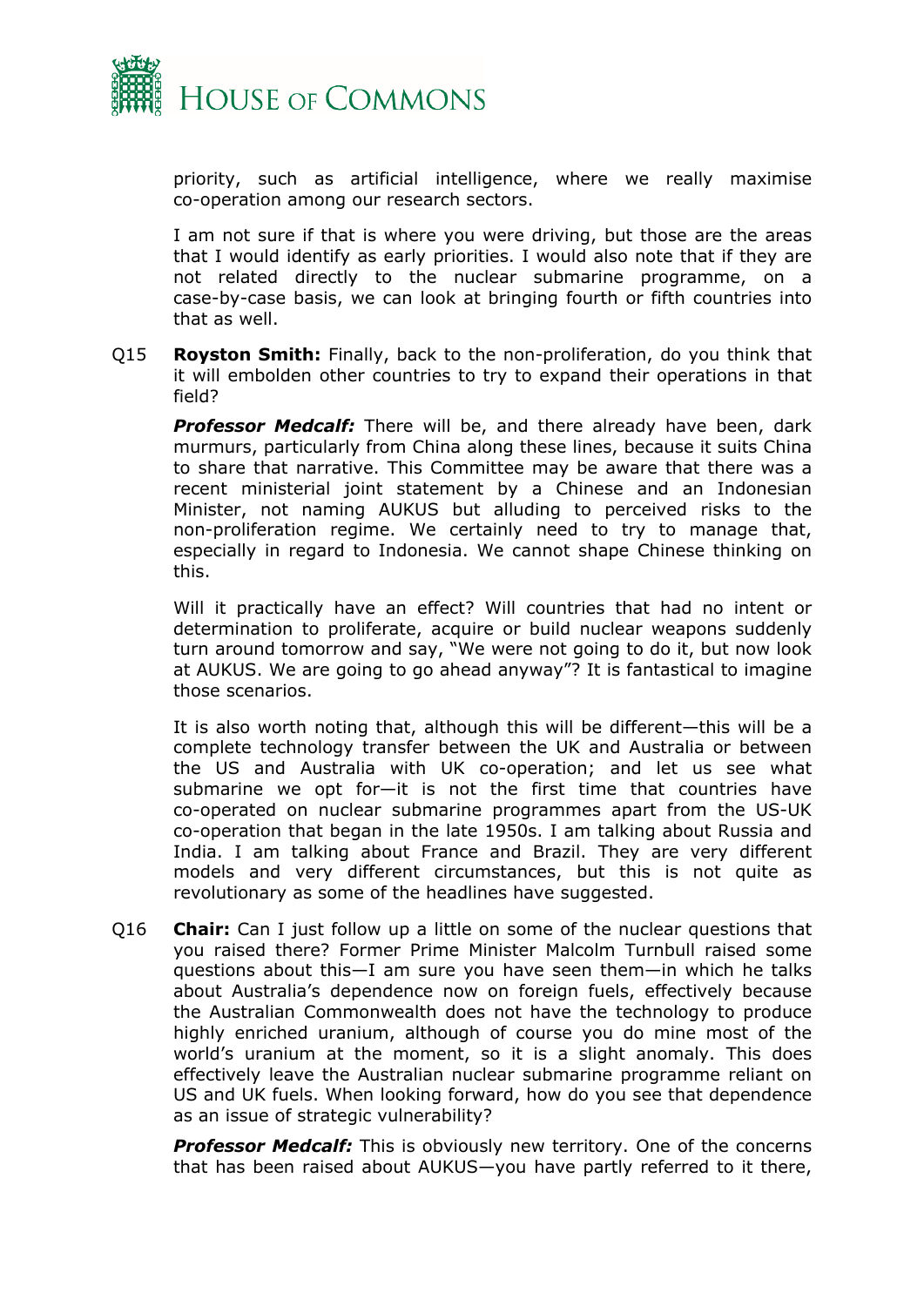priority, such as artificial intelligence, where we really maximise co-operation among our research sectors.

I am not sure if that is where you were driving, but those are the areas that I would identify as early priorities. I would also note that if they are not related directly to the nuclear submarine programme, on a case-by-case basis, we can look at bringing fourth or fifth countries into that as well.

Q15 **Royston Smith:** Finally, back to the non-proliferation, do you think that it will embolden other countries to try to expand their operations in that field?

***Professor Medcalf:*** There will be, and there already have been, dark murmurs, particularly from China along these lines, because it suits China to share that narrative. This Committee may be aware that there was a recent ministerial joint statement by a Chinese and an Indonesian Minister, not naming AUKUS but alluding to perceived risks to the non-proliferation regime. We certainly need to try to manage that, especially in regard to Indonesia. We cannot shape Chinese thinking on this.

Will it practically have an effect? Will countries that had no intent or determination to proliferate, acquire or build nuclear weapons suddenly turn around tomorrow and say, "We were not going to do it, but now look at AUKUS. We are going to go ahead anyway"? It is fantastical to imagine those scenarios.

It is also worth noting that, although this will be different—this will be a complete technology transfer between the UK and Australia or between the US and Australia with UK co-operation; and let us see what submarine we opt for—it is not the first time that countries have co-operated on nuclear submarine programmes apart from the US-UK co-operation that began in the late 1950s. I am talking about Russia and India. I am talking about France and Brazil. They are very different models and very different circumstances, but this is not quite as revolutionary as some of the headlines have suggested.

Q16 **Chair:** Can I just follow up a little on some of the nuclear questions that you raised there? Former Prime Minister Malcolm Turnbull raised some questions about this—I am sure you have seen them—in which he talks about Australia's dependence now on foreign fuels, effectively because the Australian Commonwealth does not have the technology to produce highly enriched uranium, although of course you do mine most of the world's uranium at the moment, so it is a slight anomaly. This does effectively leave the Australian nuclear submarine programme reliant on US and UK fuels. When looking forward, how do you see that dependence as an issue of strategic vulnerability?

***Professor Medcalf:*** This is obviously new territory. One of the concerns that has been raised about AUKUS—you have partly referred to it there,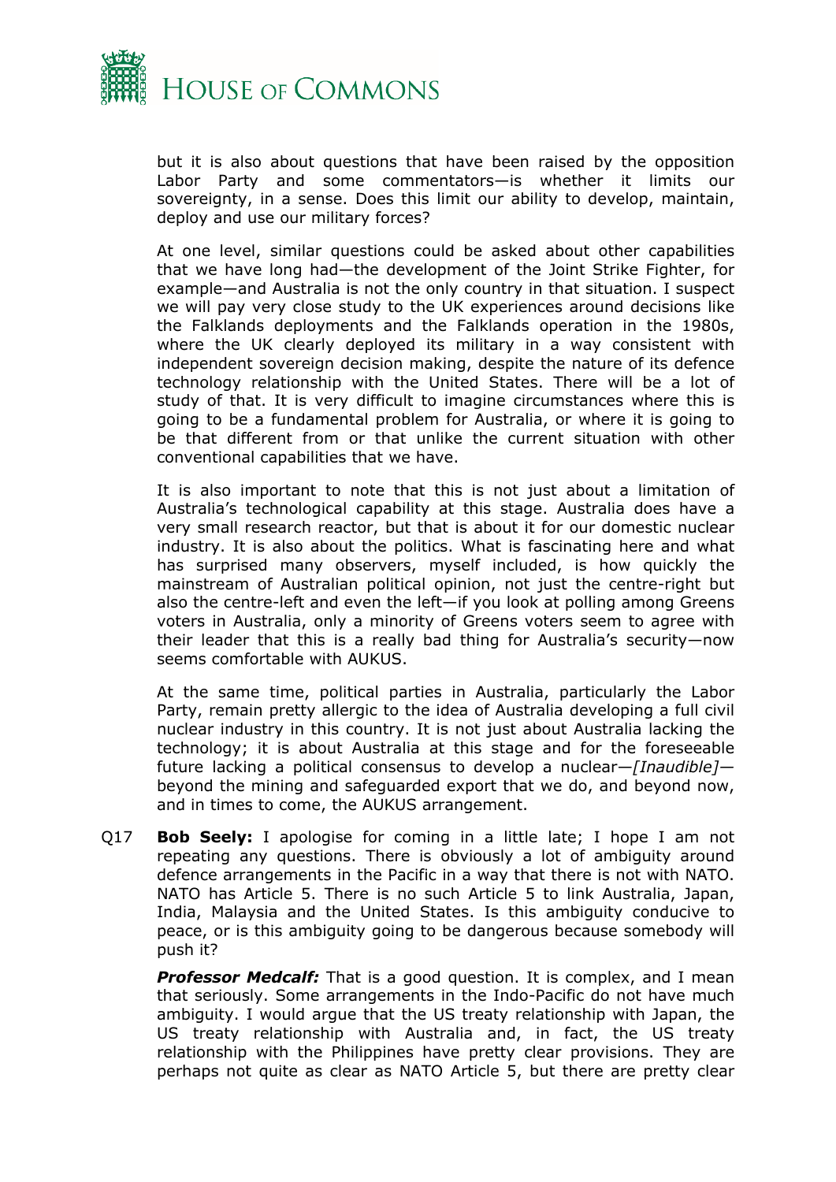but it is also about questions that have been raised by the opposition Labor Party and some commentators—is whether it limits our sovereignty, in a sense. Does this limit our ability to develop, maintain, deploy and use our military forces?

At one level, similar questions could be asked about other capabilities that we have long had—the development of the Joint Strike Fighter, for example—and Australia is not the only country in that situation. I suspect we will pay very close study to the UK experiences around decisions like the Falklands deployments and the Falklands operation in the 1980s, where the UK clearly deployed its military in a way consistent with independent sovereign decision making, despite the nature of its defence technology relationship with the United States. There will be a lot of study of that. It is very difficult to imagine circumstances where this is going to be a fundamental problem for Australia, or where it is going to be that different from or that unlike the current situation with other conventional capabilities that we have.

It is also important to note that this is not just about a limitation of Australia's technological capability at this stage. Australia does have a very small research reactor, but that is about it for our domestic nuclear industry. It is also about the politics. What is fascinating here and what has surprised many observers, myself included, is how quickly the mainstream of Australian political opinion, not just the centre-right but also the centre-left and even the left—if you look at polling among Greens voters in Australia, only a minority of Greens voters seem to agree with their leader that this is a really bad thing for Australia's security—now seems comfortable with AUKUS.

At the same time, political parties in Australia, particularly the Labor Party, remain pretty allergic to the idea of Australia developing a full civil nuclear industry in this country. It is not just about Australia lacking the technology; it is about Australia at this stage and for the foreseeable future lacking a political consensus to develop a nuclear—*[Inaudible]*—beyond the mining and safeguarded export that we do, and beyond now, and in times to come, the AUKUS arrangement.

Q17 **Bob Seely:** I apologise for coming in a little late; I hope I am not repeating any questions. There is obviously a lot of ambiguity around defence arrangements in the Pacific in a way that there is not with NATO. NATO has Article 5. There is no such Article 5 to link Australia, Japan, India, Malaysia and the United States. Is this ambiguity conducive to peace, or is this ambiguity going to be dangerous because somebody will push it?

***Professor Medcalf:*** That is a good question. It is complex, and I mean that seriously. Some arrangements in the Indo-Pacific do not have much ambiguity. I would argue that the US treaty relationship with Japan, the US treaty relationship with Australia and, in fact, the US treaty relationship with the Philippines have pretty clear provisions. They are perhaps not quite as clear as NATO Article 5, but there are pretty clear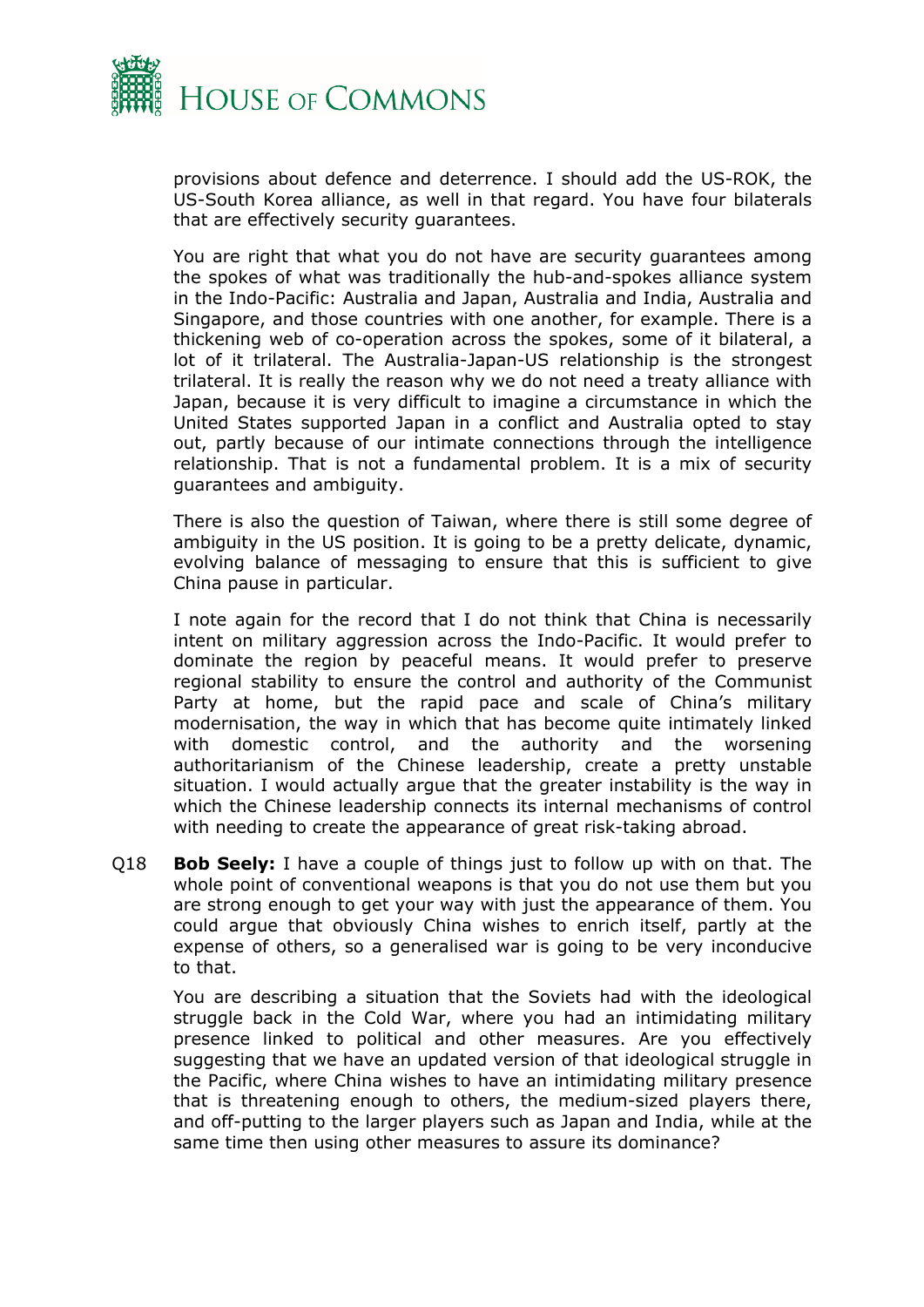provisions about defence and deterrence. I should add the US-ROK, the US-South Korea alliance, as well in that regard. You have four bilaterals that are effectively security guarantees.

You are right that what you do not have are security guarantees among the spokes of what was traditionally the hub-and-spokes alliance system in the Indo-Pacific: Australia and Japan, Australia and India, Australia and Singapore, and those countries with one another, for example. There is a thickening web of co-operation across the spokes, some of it bilateral, a lot of it trilateral. The Australia-Japan-US relationship is the strongest trilateral. It is really the reason why we do not need a treaty alliance with Japan, because it is very difficult to imagine a circumstance in which the United States supported Japan in a conflict and Australia opted to stay out, partly because of our intimate connections through the intelligence relationship. That is not a fundamental problem. It is a mix of security guarantees and ambiguity.

There is also the question of Taiwan, where there is still some degree of ambiguity in the US position. It is going to be a pretty delicate, dynamic, evolving balance of messaging to ensure that this is sufficient to give China pause in particular.

I note again for the record that I do not think that China is necessarily intent on military aggression across the Indo-Pacific. It would prefer to dominate the region by peaceful means. It would prefer to preserve regional stability to ensure the control and authority of the Communist Party at home, but the rapid pace and scale of China's military modernisation, the way in which that has become quite intimately linked with domestic control, and the authority and the worsening authoritarianism of the Chinese leadership, create a pretty unstable situation. I would actually argue that the greater instability is the way in which the Chinese leadership connects its internal mechanisms of control with needing to create the appearance of great risk-taking abroad.

Q18 **Bob Seely:** I have a couple of things just to follow up with on that. The whole point of conventional weapons is that you do not use them but you are strong enough to get your way with just the appearance of them. You could argue that obviously China wishes to enrich itself, partly at the expense of others, so a generalised war is going to be very inconducive to that.

You are describing a situation that the Soviets had with the ideological struggle back in the Cold War, where you had an intimidating military presence linked to political and other measures. Are you effectively suggesting that we have an updated version of that ideological struggle in the Pacific, where China wishes to have an intimidating military presence that is threatening enough to others, the medium-sized players there, and off-putting to the larger players such as Japan and India, while at the same time then using other measures to assure its dominance?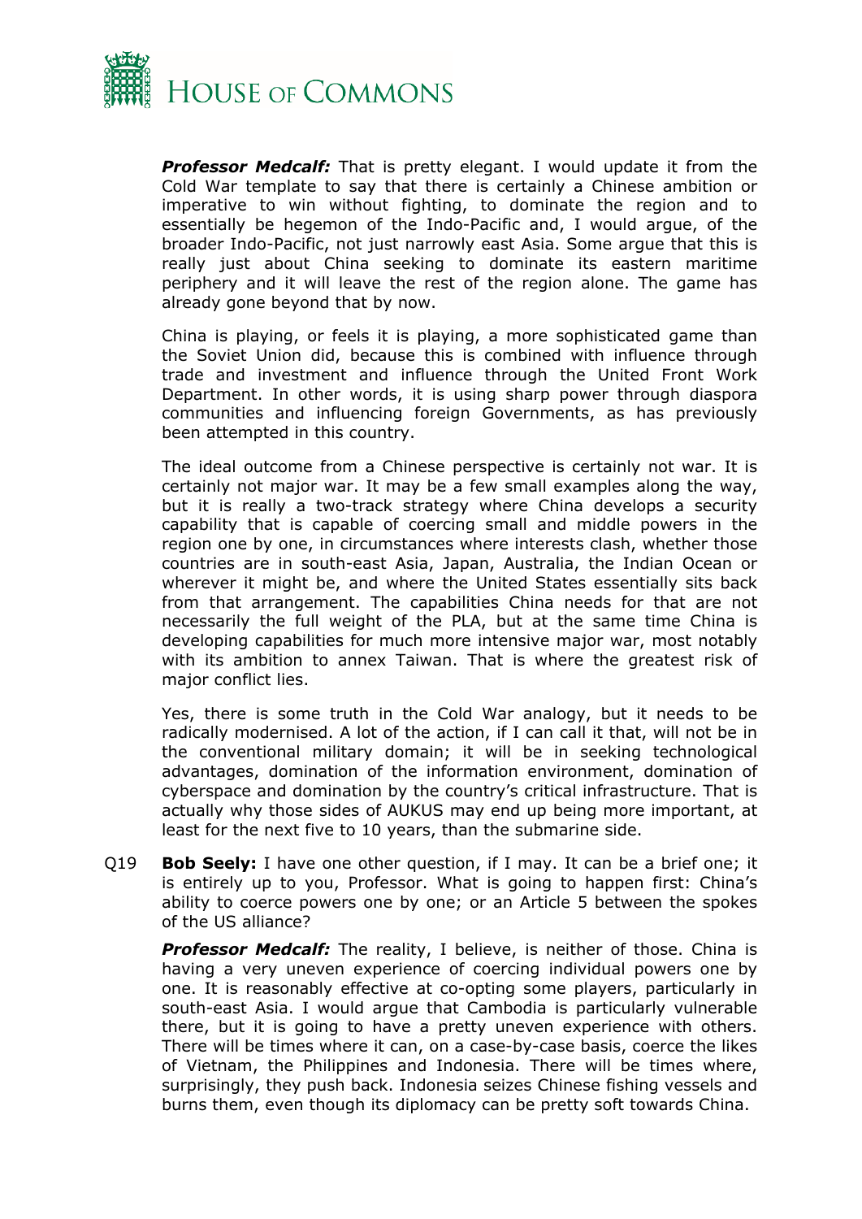***Professor Medcalf:*** That is pretty elegant. I would update it from the Cold War template to say that there is certainly a Chinese ambition or imperative to win without fighting, to dominate the region and to essentially be hegemon of the Indo-Pacific and, I would argue, of the broader Indo-Pacific, not just narrowly east Asia. Some argue that this is really just about China seeking to dominate its eastern maritime periphery and it will leave the rest of the region alone. The game has already gone beyond that by now.

China is playing, or feels it is playing, a more sophisticated game than the Soviet Union did, because this is combined with influence through trade and investment and influence through the United Front Work Department. In other words, it is using sharp power through diaspora communities and influencing foreign Governments, as has previously been attempted in this country.

The ideal outcome from a Chinese perspective is certainly not war. It is certainly not major war. It may be a few small examples along the way, but it is really a two-track strategy where China develops a security capability that is capable of coercing small and middle powers in the region one by one, in circumstances where interests clash, whether those countries are in south-east Asia, Japan, Australia, the Indian Ocean or wherever it might be, and where the United States essentially sits back from that arrangement. The capabilities China needs for that are not necessarily the full weight of the PLA, but at the same time China is developing capabilities for much more intensive major war, most notably with its ambition to annex Taiwan. That is where the greatest risk of major conflict lies.

Yes, there is some truth in the Cold War analogy, but it needs to be radically modernised. A lot of the action, if I can call it that, will not be in the conventional military domain; it will be in seeking technological advantages, domination of the information environment, domination of cyberspace and domination by the country's critical infrastructure. That is actually why those sides of AUKUS may end up being more important, at least for the next five to 10 years, than the submarine side.

Q19 **Bob Seely:** I have one other question, if I may. It can be a brief one; it is entirely up to you, Professor. What is going to happen first: China's ability to coerce powers one by one; or an Article 5 between the spokes of the US alliance?

***Professor Medcalf:*** The reality, I believe, is neither of those. China is having a very uneven experience of coercing individual powers one by one. It is reasonably effective at co-opting some players, particularly in south-east Asia. I would argue that Cambodia is particularly vulnerable there, but it is going to have a pretty uneven experience with others. There will be times where it can, on a case-by-case basis, coerce the likes of Vietnam, the Philippines and Indonesia. There will be times where, surprisingly, they push back. Indonesia seizes Chinese fishing vessels and burns them, even though its diplomacy can be pretty soft towards China.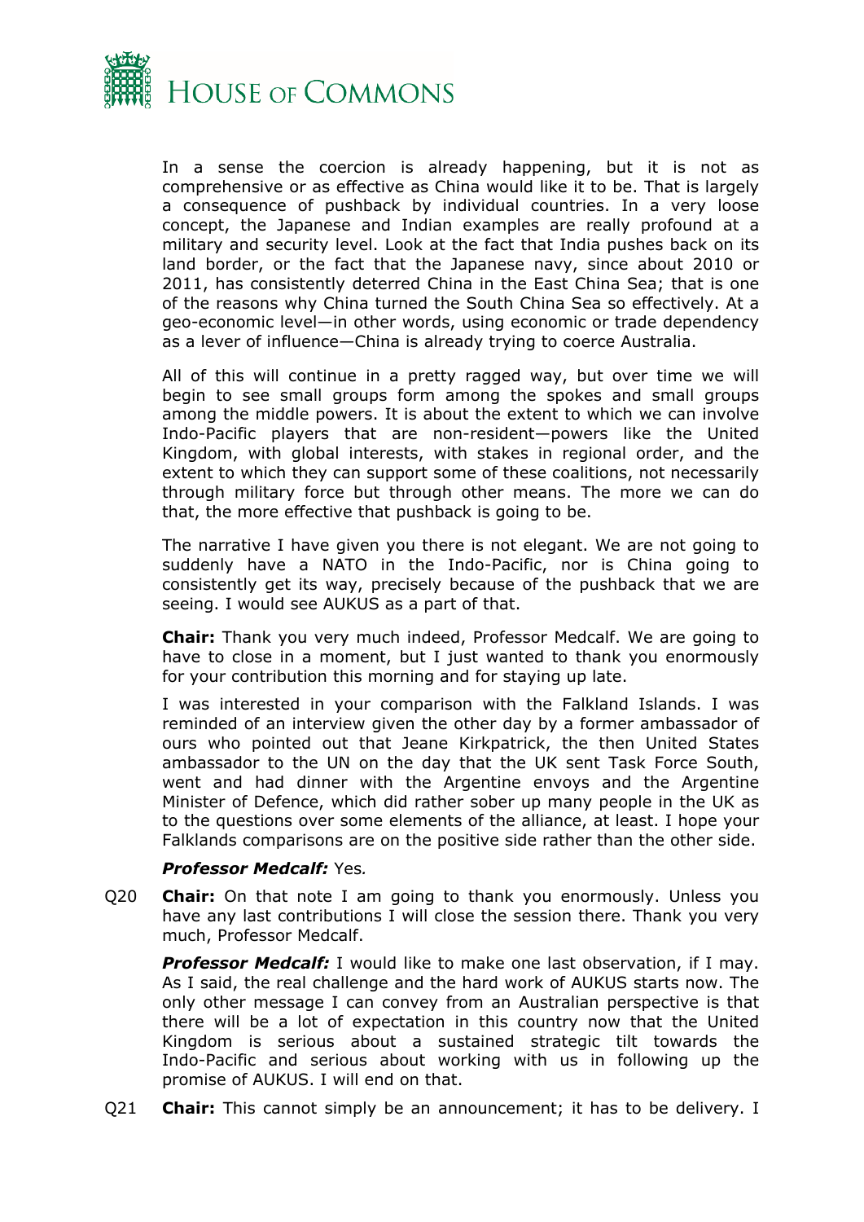In a sense the coercion is already happening, but it is not as comprehensive or as effective as China would like it to be. That is largely a consequence of pushback by individual countries. In a very loose concept, the Japanese and Indian examples are really profound at a military and security level. Look at the fact that India pushes back on its land border, or the fact that the Japanese navy, since about 2010 or 2011, has consistently deterred China in the East China Sea; that is one of the reasons why China turned the South China Sea so effectively. At a geo-economic level—in other words, using economic or trade dependency as a lever of influence—China is already trying to coerce Australia.

All of this will continue in a pretty ragged way, but over time we will begin to see small groups form among the spokes and small groups among the middle powers. It is about the extent to which we can involve Indo-Pacific players that are non-resident—powers like the United Kingdom, with global interests, with stakes in regional order, and the extent to which they can support some of these coalitions, not necessarily through military force but through other means. The more we can do that, the more effective that pushback is going to be.

The narrative I have given you there is not elegant. We are not going to suddenly have a NATO in the Indo-Pacific, nor is China going to consistently get its way, precisely because of the pushback that we are seeing. I would see AUKUS as a part of that.

**Chair:** Thank you very much indeed, Professor Medcalf. We are going to have to close in a moment, but I just wanted to thank you enormously for your contribution this morning and for staying up late.

I was interested in your comparison with the Falkland Islands. I was reminded of an interview given the other day by a former ambassador of ours who pointed out that Jeane Kirkpatrick, the then United States ambassador to the UN on the day that the UK sent Task Force South, went and had dinner with the Argentine envoys and the Argentine Minister of Defence, which did rather sober up many people in the UK as to the questions over some elements of the alliance, at least. I hope your Falklands comparisons are on the positive side rather than the other side.

***Professor Medcalf:*** *Yes.*

Q20 **Chair:** On that note I am going to thank you enormously. Unless you have any last contributions I will close the session there. Thank you very much, Professor Medcalf.

***Professor Medcalf:*** I would like to make one last observation, if I may. As I said, the real challenge and the hard work of AUKUS starts now. The only other message I can convey from an Australian perspective is that there will be a lot of expectation in this country now that the United Kingdom is serious about a sustained strategic tilt towards the Indo-Pacific and serious about working with us in following up the promise of AUKUS. I will end on that.

Q21 **Chair:** This cannot simply be an announcement; it has to be delivery. I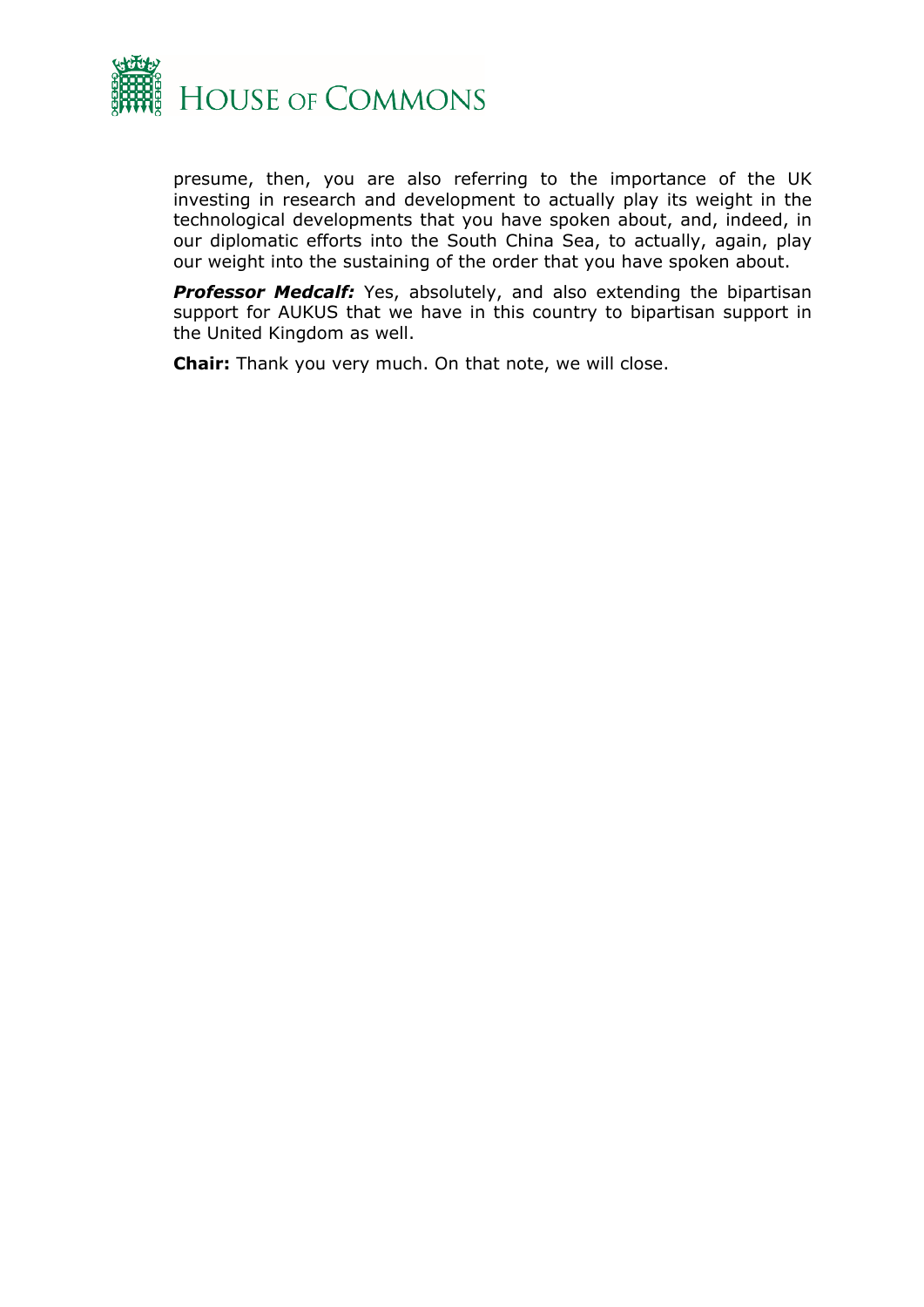presume, then, you are also referring to the importance of the UK investing in research and development to actually play its weight in the technological developments that you have spoken about, and, indeed, in our diplomatic efforts into the South China Sea, to actually, again, play our weight into the sustaining of the order that you have spoken about.

***Professor Medcalf:*** Yes, absolutely, and also extending the bipartisan support for AUKUS that we have in this country to bipartisan support in the United Kingdom as well.

**Chair:** Thank you very much. On that note, we will close.